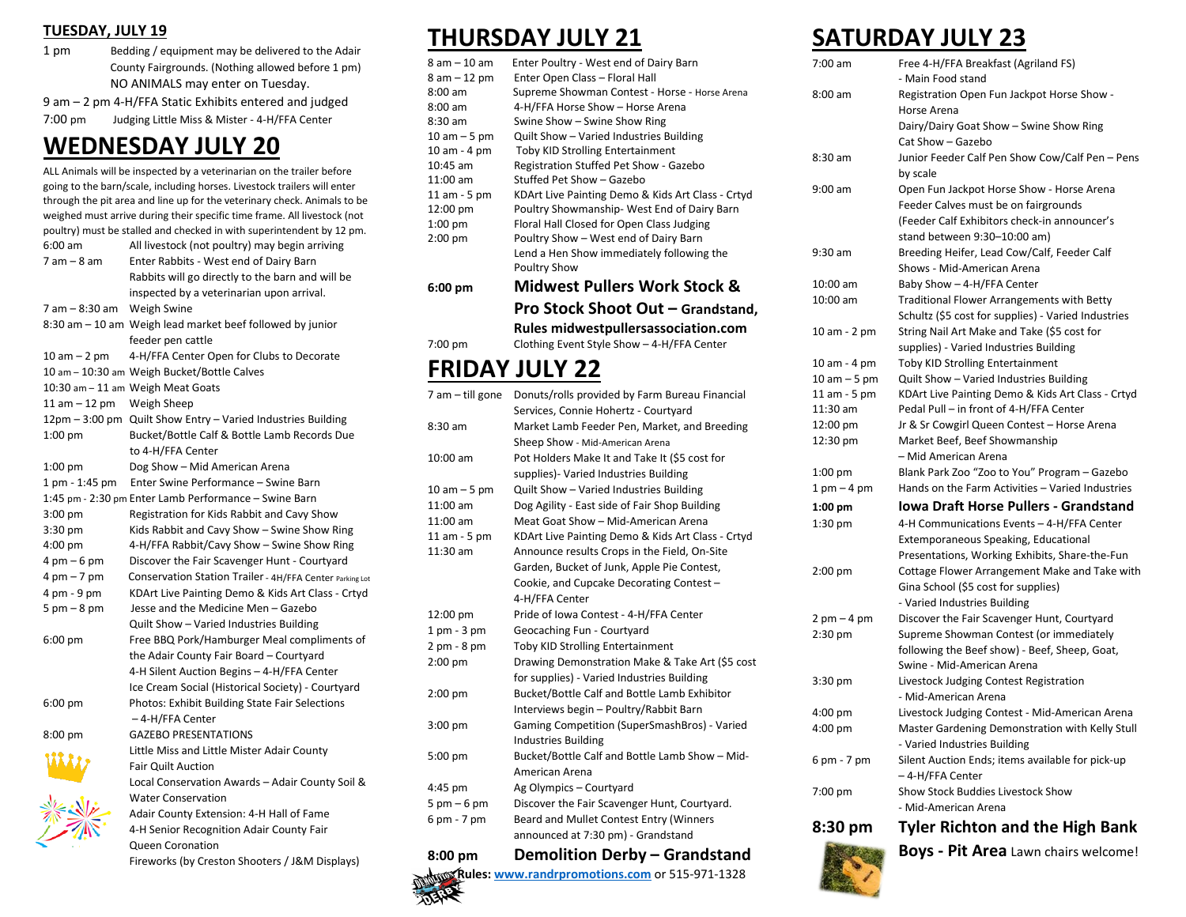## TUESDAY, JULY 19

1 pm Bedding / equipment may be delivered to the Adair County Fairgrounds. (Nothing allowed before 1 pm) NO ANIMALS may enter on Tuesday.

9 am – 2 pm 4-H/FFA Static Exhibits entered and judged

7:00 pm Judging Little Miss & Mister - 4-H/FFA Center

# WEDNESDAY JULY 20

ALL Animals will be inspected by a veterinarian on the trailer before going to the barn/stall, including horses. Livestock trailers will enter through the pit area and line up for the veterinary check. Animals to be weighed must arrive during their specific time frame. All livestock (not poultry) must be stalled and checked in with superintendent by 12 pm.

| | |
|---|---|
| 6:00 am | All livestock (not poultry) may begin arriving |
| 7 am – 8 am | Enter Rabbits - West end of Dairy Barn. Rabbits will go directly to the barn and will be inspected by a veterinarian upon arrival. |
| 7 am – 8:30 am | Weigh Swine |
| 8:30 am – 10 am | Weigh lead market beef followed by junior feeder pen cattle |
| 10 am – 2 pm | 4-H/FFA Center Open for Clubs to Decorate |
| 10 am – 10:30 am | Weigh Bucket/Bottle Calves |
| 10:30 am – 11 am | Weigh Meat Goats |
| 11 am – 12 pm | Weigh Sheep |
| 12pm – 3:00 pm | Quilt Show Entry – Varied Industries Building |
| 1:00 pm | Bucket/Bottle Calf & Bottle Lamb Records Due to 4-H/FFA Center |
| 1:00 pm | Dog Show – Mid American Arena |
| 1 pm - 1:45 pm | Enter Swine Performance – Swine Barn |
| 1:45 pm - 2:30 pm | Enter Lamb Performance – Swine Barn |
| 3:00 pm | Registration for Kids Rabbit and Cavy Show |
| 3:30 pm | Kids Rabbit and Cavy Show – Swine Show Ring |
| 4:00 pm | 4-H/FFA Rabbit/Cavy Show – Swine Show Ring |
| 4 pm – 6 pm | Discover the Fair Scavenger Hunt - Courtyard |
| 4 pm – 7 pm | Conservation Station Trailer - 4H/FFA Center Parking Lot |
| 4 pm - 9 pm | KDArt Live Painting Demo & Kids Art Class - Crtyd |
| 5 pm – 8 pm | Jesse and the Medicine Men – Gazebo; Quilt Show – Varied Industries Building |
| 6:00 pm | Free BBQ Pork/Hamburger Meal compliments of the Adair County Fair Board – Courtyard; 4-H Silent Auction Begins – 4-H/FFA Center; Ice Cream Social (Historical Society) - Courtyard |
| 6:00 pm | Photos: Exhibit Building State Fair Selections – 4-H/FFA Center |
| 8:00 pm | GAZEBO PRESENTATIONS: Little Miss and Little Mister Adair County; Fair Quilt Auction; Local Conservation Awards – Adair County Soil & Water Conservation; Adair County Extension: 4-H Hall of Fame; 4-H Senior Recognition Adair County Fair; Queen Coronation; Fireworks (by Creston Shooters / J&M Displays) |

# THURSDAY JULY 21

| | |
|---|---|
| 8 am – 10 am | Enter Poultry - West end of Dairy Barn |
| 8 am – 12 pm | Enter Open Class – Floral Hall |
| 8:00 am | Supreme Showman Contest - Horse - Horse Arena |
| 8:00 am | 4-H/FFA Horse Show – Horse Arena |
| 8:30 am | Swine Show – Swine Show Ring |
| 10 am – 5 pm | Quilt Show – Varied Industries Building |
| 10 am - 4 pm | Toby KID Strolling Entertainment |
| 10:45 am | Registration Stuffed Pet Show - Gazebo |
| 11:00 am | Stuffed Pet Show – Gazebo |
| 11 am - 5 pm | KDArt Live Painting Demo & Kids Art Class - Crtyd |
| 12:00 pm | Poultry Showmanship- West End of Dairy Barn |
| 1:00 pm | Floral Hall Closed for Open Class Judging |
| 2:00 pm | Poultry Show – West end of Dairy Barn; Lend a Hen Show immediately following the Poultry Show |
| **6:00 pm** | **Midwest Pullers Work Stock & Pro Stock Shoot Out – Grandstand, Rules midwestpullersassociation.com** |
| 7:00 pm | Clothing Event Style Show – 4-H/FFA Center |

# FRIDAY JULY 22

| | |
|---|---|
| 7 am – till gone | Donuts/rolls provided by Farm Bureau Financial Services, Connie Hohertz - Courtyard |
| 8:30 am | Market Lamb Feeder Pen, Market, and Breeding Sheep Show - Mid-American Arena |
| 10:00 am | Pot Holders Make It and Take It ($5 cost for supplies)- Varied Industries Building |
| 10 am – 5 pm | Quilt Show – Varied Industries Building |
| 11:00 am | Dog Agility - East side of Fair Shop Building |
| 11:00 am | Meat Goat Show – Mid-American Arena |
| 11 am - 5 pm | KDArt Live Painting Demo & Kids Art Class - Crtyd |
| 11:30 am | Announce results Crops in the Field, On-Site Garden, Bucket of Junk, Apple Pie Contest, Cookie, and Cupcake Decorating Contest – 4-H/FFA Center |
| 12:00 pm | Pride of Iowa Contest - 4-H/FFA Center |
| 1 pm - 3 pm | Geocaching Fun - Courtyard |
| 2 pm - 8 pm | Toby KID Strolling Entertainment |
| 2:00 pm | Drawing Demonstration Make & Take Art ($5 cost for supplies) - Varied Industries Building |
| 2:00 pm | Bucket/Bottle Calf and Bottle Lamb Exhibitor Interviews begin – Poultry/Rabbit Barn |
| 3:00 pm | Gaming Competition (SuperSmashBros) - Varied Industries Building |
| 5:00 pm | Bucket/Bottle Calf and Bottle Lamb Show – Mid-American Arena |
| 4:45 pm | Ag Olympics – Courtyard |
| 5 pm – 6 pm | Discover the Fair Scavenger Hunt, Courtyard. |
| 6 pm - 7 pm | Beard and Mullet Contest Entry (Winners announced at 7:30 pm) - Grandstand |
| **8:00 pm** | **Demolition Derby – Grandstand** |

**Rules: www.randrpromotions.com** or 515-971-1328

# SATURDAY JULY 23

| | |
|---|---|
| 7:00 am | Free 4-H/FFA Breakfast (Agriland FS) - Main Food stand |
| 8:00 am | Registration Open Fun Jackpot Horse Show - Horse Arena; Dairy/Dairy Goat Show – Swine Show Ring; Cat Show – Gazebo |
| 8:30 am | Junior Feeder Calf Pen Show Cow/Calf Pen – Pens by scale |
| 9:00 am | Open Fun Jackpot Horse Show - Horse Arena; Feeder Calves must be on fairgrounds (Feeder Calf Exhibitors check-in announcer's stand between 9:30–10:00 am) |
| 9:30 am | Breeding Heifer, Lead Cow/Calf, Feeder Calf Shows - Mid-American Arena |
| 10:00 am | Baby Show – 4-H/FFA Center |
| 10:00 am | Traditional Flower Arrangements with Betty Schultz ($5 cost for supplies) - Varied Industries |
| 10 am - 2 pm | String Nail Art Make and Take ($5 cost for supplies) - Varied Industries Building |
| 10 am - 4 pm | Toby KID Strolling Entertainment |
| 10 am – 5 pm | Quilt Show – Varied Industries Building |
| 11 am - 5 pm | KDArt Live Painting Demo & Kids Art Class - Crtyd |
| 11:30 am | Pedal Pull – in front of 4-H/FFA Center |
| 12:00 pm | Jr & Sr Cowgirl Queen Contest – Horse Arena |
| 12:30 pm | Market Beef, Beef Showmanship – Mid American Arena |
| 1:00 pm | Blank Park Zoo "Zoo to You" Program – Gazebo |
| 1 pm – 4 pm | Hands on the Farm Activities – Varied Industries |
| **1:00 pm** | **Iowa Draft Horse Pullers - Grandstand** |
| 1:30 pm | 4-H Communications Events – 4-H/FFA Center; Extemporaneous Speaking, Educational Presentations, Working Exhibits, Share-the-Fun |
| 2:00 pm | Cottage Flower Arrangement Make and Take with Gina School ($5 cost for supplies) - Varied Industries Building |
| 2 pm – 4 pm | Discover the Fair Scavenger Hunt, Courtyard |
| 2:30 pm | Supreme Showman Contest (or immediately following the Beef show) - Beef, Sheep, Goat, Swine - Mid-American Arena |
| 3:30 pm | Livestock Judging Contest Registration - Mid-American Arena |
| 4:00 pm | Livestock Judging Contest - Mid-American Arena |
| 4:00 pm | Master Gardening Demonstration with Kelly Stull - Varied Industries Building |
| 6 pm - 7 pm | Silent Auction Ends; items available for pick-up – 4-H/FFA Center |
| 7:00 pm | Show Stock Buddies Livestock Show - Mid-American Arena |
| **8:30 pm** | **Tyler Richton and the High Bank Boys - Pit Area** Lawn chairs welcome! |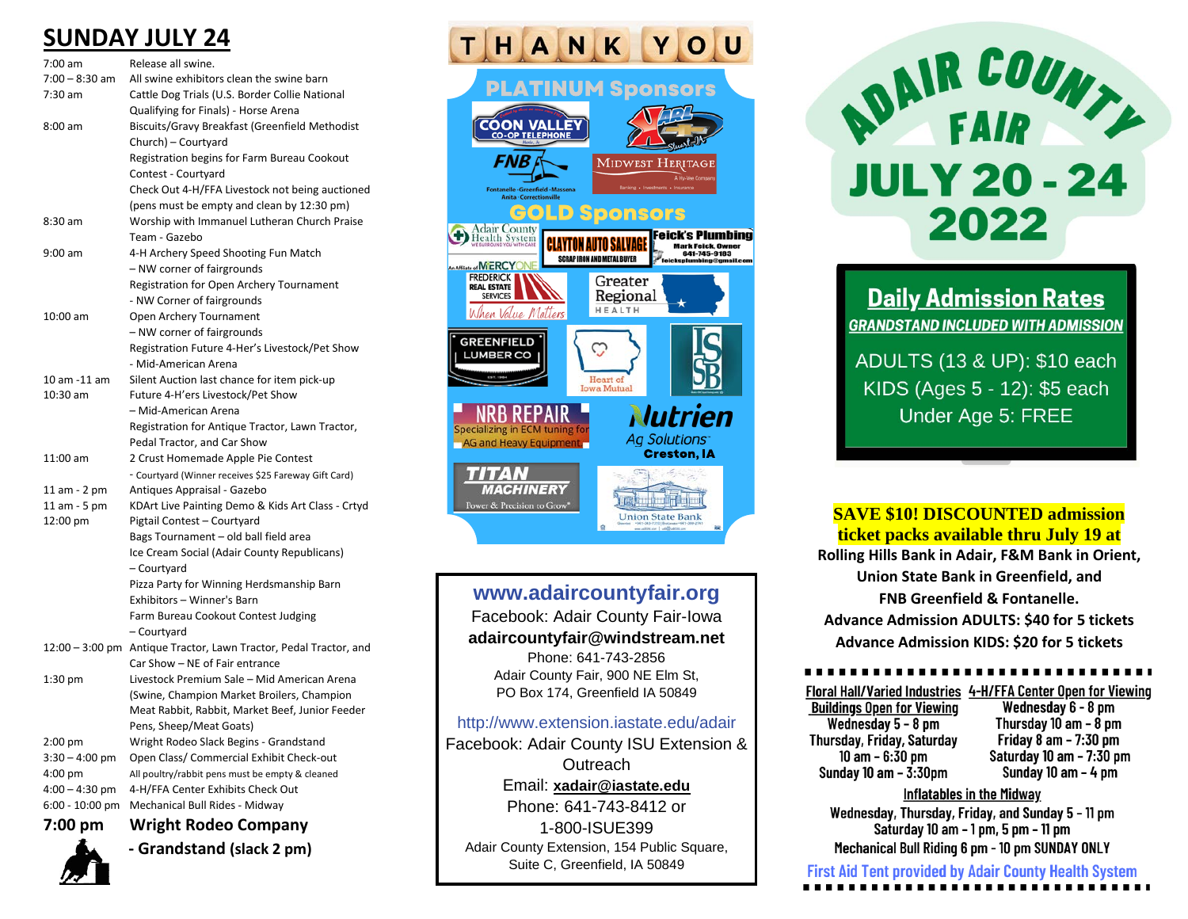## SUNDAY JULY 24

| | |
|---|---|
| 7:00 am | Release all swine. |
| 7:00 – 8:30 am | All swine exhibitors clean the swine barn |
| 7:30 am | Cattle Dog Trials (U.S. Border Collie National Qualifying for Finals) - Horse Arena |
| 8:00 am | Biscuits/Gravy Breakfast (Greenfield Methodist Church) – Courtyard<br>Registration begins for Farm Bureau Cookout Contest - Courtyard<br>Check Out 4-H/FFA Livestock not being auctioned (pens must be empty and clean by 12:30 pm) |
| 8:30 am | Worship with Immanuel Lutheran Church Praise Team - Gazebo |
| 9:00 am | 4-H Archery Speed Shooting Fun Match – NW corner of fairgrounds<br>Registration for Open Archery Tournament - NW Corner of fairgrounds |
| 10:00 am | Open Archery Tournament – NW corner of fairgrounds<br>Registration Future 4-Her's Livestock/Pet Show - Mid-American Arena |
| 10 am -11 am | Silent Auction last chance for item pick-up |
| 10:30 am | Future 4-H'ers Livestock/Pet Show – Mid-American Arena<br>Registration for Antique Tractor, Lawn Tractor, Pedal Tractor, and Car Show |
| 11:00 am | 2 Crust Homemade Apple Pie Contest - Courtyard (Winner receives $25 Fareway Gift Card) |
| 11 am - 2 pm | Antiques Appraisal - Gazebo |
| 11 am - 5 pm | KDArt Live Painting Demo & Kids Art Class - Crtyd |
| 12:00 pm | Pigtail Contest – Courtyard<br>Bags Tournament – old ball field area<br>Ice Cream Social (Adair County Republicans) – Courtyard<br>Pizza Party for Winning Herdsmanship Barn Exhibitors – Winner's Barn<br>Farm Bureau Cookout Contest Judging – Courtyard |
| 12:00 – 3:00 pm | Antique Tractor, Lawn Tractor, Pedal Tractor, and Car Show – NE of Fair entrance |
| 1:30 pm | Livestock Premium Sale – Mid American Arena (Swine, Champion Market Broilers, Champion Meat Rabbit, Rabbit, Market Beef, Junior Feeder Pens, Sheep/Meat Goats) |
| 2:00 pm | Wright Rodeo Slack Begins - Grandstand |
| 3:30 – 4:00 pm | Open Class/ Commercial Exhibit Check-out |
| 4:00 pm | All poultry/rabbit pens must be empty & cleaned |
| 4:00 – 4:30 pm | 4-H/FFA Center Exhibits Check Out |
| 6:00 - 10:00 pm | Mechanical Bull Rides - Midway |
| **7:00 pm** | **Wright Rodeo Company - Grandstand (slack 2 pm)** |

# THANK YOU

## PLATINUM Sponsors

Coon Valley Co-op Telephone
Karl Chevrolet Stuart, IA
FNB – Fontanelle - Greenfield - Massena - Anita - Correctionville
Midwest Heritage – A Hy-Vee Company – Banking • Investments • Insurance

## GOLD Sponsors

Adair County Health System – An Affiliate of MercyOne
Clayton Auto Salvage – Scrap Iron and Metal Buyer
Feick's Plumbing – Mark Feick, Owner – 641-745-9103 – feicksplumbing@gmail.com
Frederick Real Estate Services – When Value Matters
Greater Regional Health
Greenfield Lumber Co
Heart of Iowa Mutual
ISSB
NRB Repair – Specializing in ECM tuning for AG and Heavy Equipment
Nutrien Ag Solutions – Creston, IA
Titan Machinery – Power & Precision to Grow
Union State Bank

**www.adaircountyfair.org**
Facebook: Adair County Fair-Iowa
**adaircountyfair@windstream.net**
Phone: 641-743-2856
Adair County Fair, 900 NE Elm St, PO Box 174, Greenfield IA 50849

http://www.extension.iastate.edu/adair
Facebook: Adair County ISU Extension & Outreach
Email: **xadair@iastate.edu**
Phone: 641-743-8412 or 1-800-ISUE399
Adair County Extension, 154 Public Square, Suite C, Greenfield, IA 50849

# ADAIR COUNTY FAIR
# JULY 20 - 24 2022

## Daily Admission Rates

***GRANDSTAND INCLUDED WITH ADMISSION***

ADULTS (13 & UP): $10 each
KIDS (Ages 5 - 12): $5 each
Under Age 5: FREE

**SAVE $10! DISCOUNTED admission ticket packs available thru July 19 at Rolling Hills Bank in Adair, F&M Bank in Orient, Union State Bank in Greenfield, and FNB Greenfield & Fontanelle.**
**Advance Admission ADULTS: $40 for 5 tickets**
**Advance Admission KIDS: $20 for 5 tickets**

**Floral Hall/Varied Industries Buildings Open for Viewing**
Wednesday 5 - 8 pm
Thursday, Friday, Saturday 10 am - 6:30 pm
Sunday 10 am - 3:30pm

**4-H/FFA Center Open for Viewing**
Wednesday 6 - 8 pm
Thursday 10 am - 8 pm
Friday 8 am - 7:30 pm
Saturday 10 am - 7:30 pm
Sunday 10 am - 4 pm

**Inflatables in the Midway**
Wednesday, Thursday, Friday, and Sunday 5 - 11 pm
Saturday 10 am - 1 pm, 5 pm - 11 pm
Mechanical Bull Riding 6 pm - 10 pm SUNDAY ONLY

First Aid Tent provided by Adair County Health System